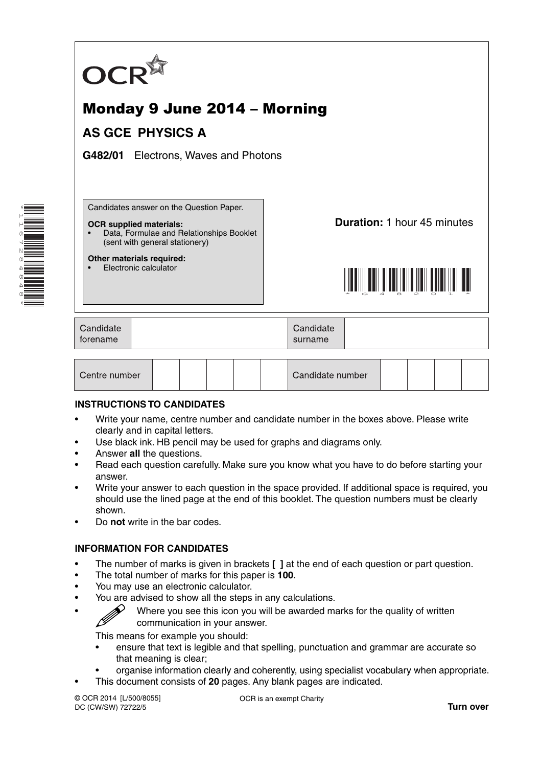OCR

# Monday 9 June 2014 – Morning

## AS GCE PHYSICS A

**G482/01** Electrons, Waves and Photons

Candidates answer on the Question Paper.

**OCR supplied materials:**
- Data, Formulae and Relationships Booklet (sent with general stationery)

**Other materials required:**
- Electronic calculator

**Duration:** 1 hour 45 minutes

| Candidate forename | | Candidate surname | |
|---|---|---|---|

| Centre number | | | | | | Candidate number | | | | |
|---|---|---|---|---|---|---|---|---|---|---|

### INSTRUCTIONS TO CANDIDATES

- Write your name, centre number and candidate number in the boxes above. Please write clearly and in capital letters.
- Use black ink. HB pencil may be used for graphs and diagrams only.
- Answer **all** the questions.
- Read each question carefully. Make sure you know what you have to do before starting your answer.
- Write your answer to each question in the space provided. If additional space is required, you should use the lined page at the end of this booklet. The question numbers must be clearly shown.
- Do **not** write in the bar codes.

### INFORMATION FOR CANDIDATES

- The number of marks is given in brackets **[ ]** at the end of each question or part question.
- The total number of marks for this paper is **100**.
- You may use an electronic calculator.
- You are advised to show all the steps in any calculations.
- Where you see this icon you will be awarded marks for the quality of written communication in your answer.

  This means for example you should:
  - ensure that text is legible and that spelling, punctuation and grammar are accurate so that meaning is clear;
  - organise information clearly and coherently, using specialist vocabulary when appropriate.
- This document consists of **20** pages. Any blank pages are indicated.

© OCR 2014 [L/500/8055]
DC (CW/SW) 72722/5

OCR is an exempt Charity

**Turn over**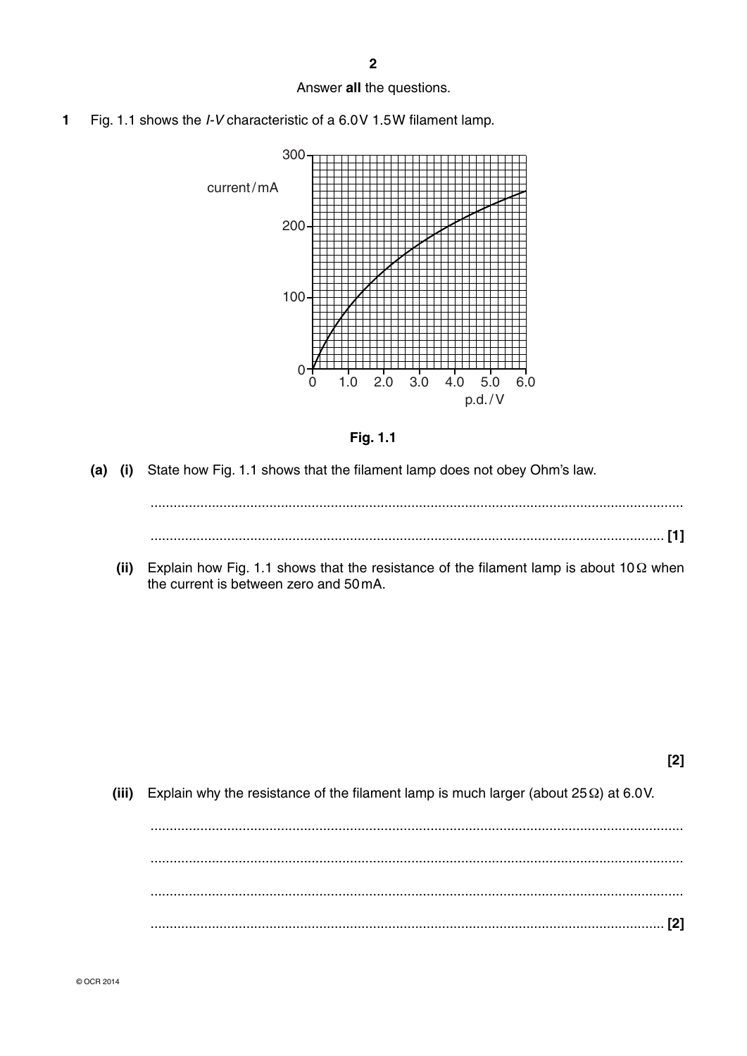Answer **all** the questions.

**1** Fig. 1.1 shows the $I$-$V$ characteristic of a 6.0 V 1.5 W filament lamp.

**Fig. 1.1**

**(a) (i)** State how Fig. 1.1 shows that the filament lamp does not obey Ohm's law.

.......................................................................................................................................

....................................................................................................................................... **[1]**

**(ii)** Explain how Fig. 1.1 shows that the resistance of the filament lamp is about 10 Ω when the current is between zero and 50 mA.

**[2]**

**(iii)** Explain why the resistance of the filament lamp is much larger (about 25 Ω) at 6.0 V.

.......................................................................................................................................

.......................................................................................................................................

.......................................................................................................................................

....................................................................................................................................... **[2]**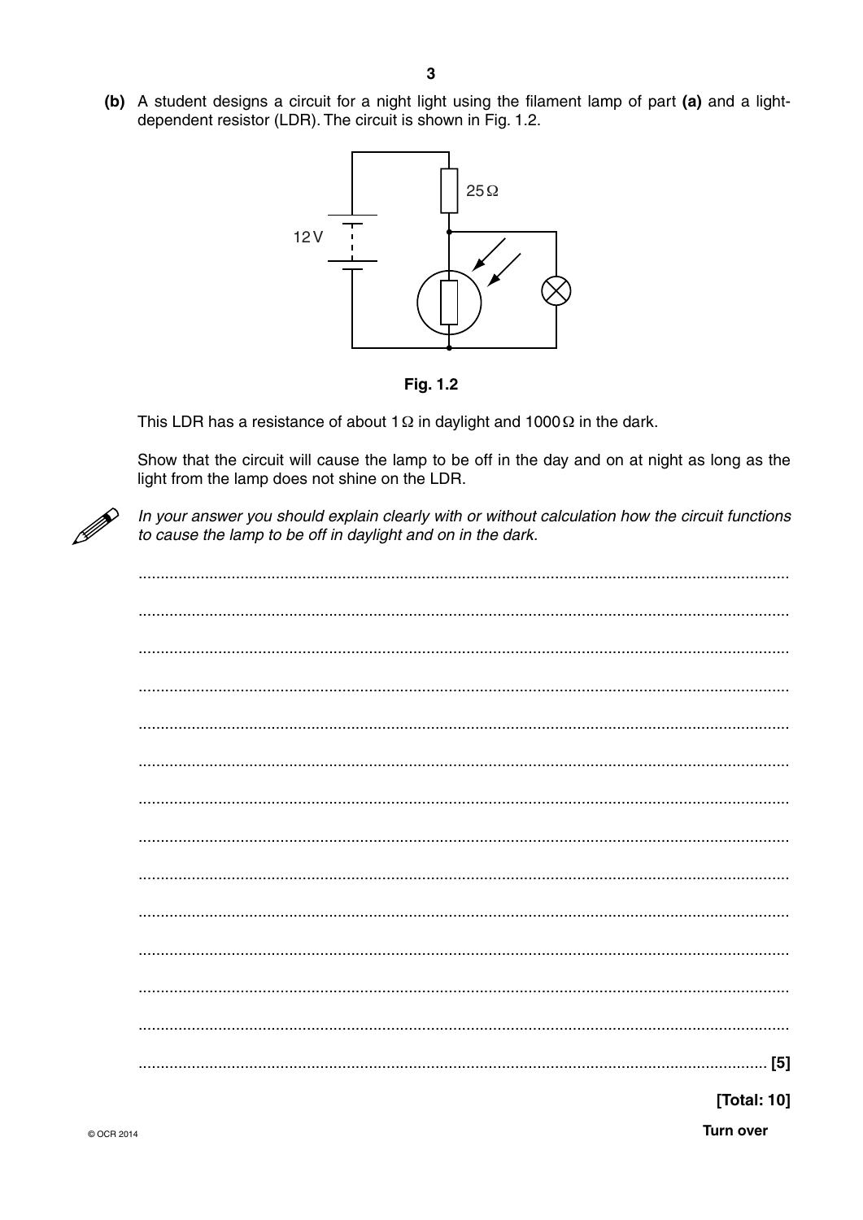**(b)** A student designs a circuit for a night light using the filament lamp of part **(a)** and a light-dependent resistor (LDR). The circuit is shown in Fig. 1.2.

**Fig. 1.2**

This LDR has a resistance of about 1 Ω in daylight and 1000 Ω in the dark.

Show that the circuit will cause the lamp to be off in the day and on at night as long as the light from the lamp does not shine on the LDR.

*In your answer you should explain clearly with or without calculation how the circuit functions to cause the lamp to be off in daylight and on in the dark.*

.......................................................................................................................................

.......................................................................................................................................

.......................................................................................................................................

.......................................................................................................................................

.......................................................................................................................................

.......................................................................................................................................

.......................................................................................................................................

.......................................................................................................................................

.......................................................................................................................................

.......................................................................................................................................

.......................................................................................................................................

.......................................................................................................................................

.......................................................................................................................................

................................................................................................................................. [5]

**[Total: 10]**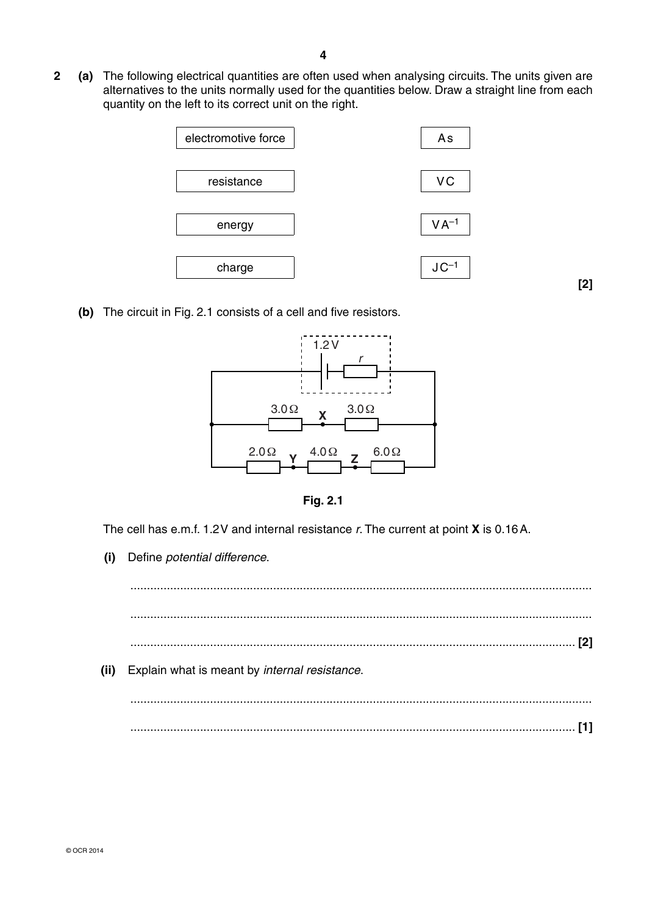**2** **(a)** The following electrical quantities are often used when analysing circuits. The units given are alternatives to the units normally used for the quantities below. Draw a straight line from each quantity on the left to its correct unit on the right.

| | |
|---|---|
| electromotive force | A s |
| resistance | V C |
| energy | V A$^{-1}$ |
| charge | J C$^{-1}$ |

**[2]**

**(b)** The circuit in Fig. 2.1 consists of a cell and five resistors.

**Fig. 2.1**

The cell has e.m.f. 1.2 V and internal resistance $r$. The current at point **X** is 0.16 A.

**(i)** Define *potential difference*.

...........................................................................................................................................

...........................................................................................................................................

........................................................................................................................................... **[2]**

**(ii)** Explain what is meant by *internal resistance*.

...........................................................................................................................................

........................................................................................................................................... **[1]**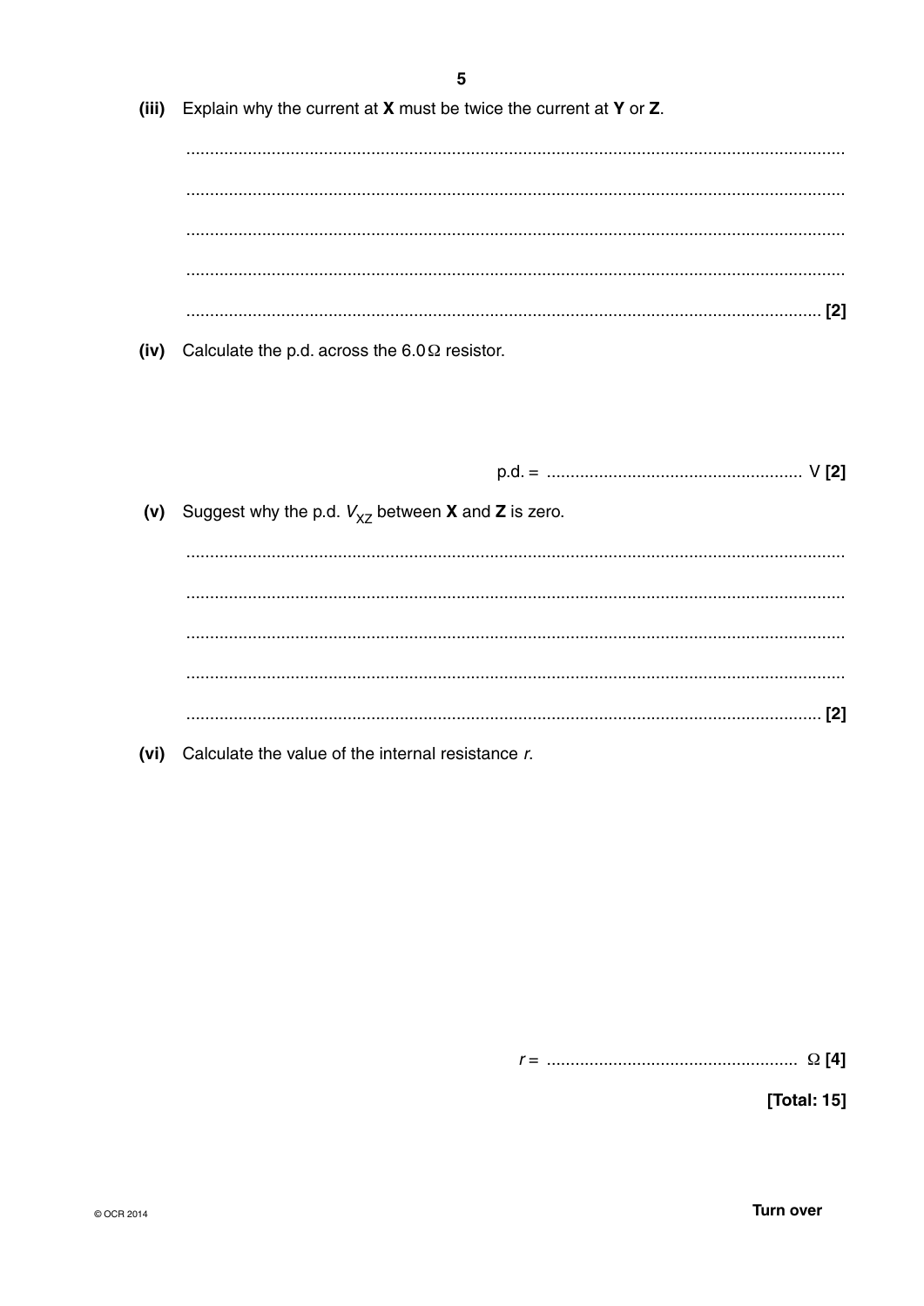(iii) Explain why the current at **X** must be twice the current at **Y** or **Z**.

..........................................................................................................................................

..........................................................................................................................................

..........................................................................................................................................

..........................................................................................................................................

...................................................................................................................................... [2]

(iv) Calculate the p.d. across the 6.0 Ω resistor.

p.d. = ...................................................... V [2]

(v) Suggest why the p.d. $V_{XZ}$ between **X** and **Z** is zero.

..........................................................................................................................................

..........................................................................................................................................

..........................................................................................................................................

..........................................................................................................................................

...................................................................................................................................... [2]

(vi) Calculate the value of the internal resistance $r$.

$r$ = ..................................................... Ω [4]

**[Total: 15]**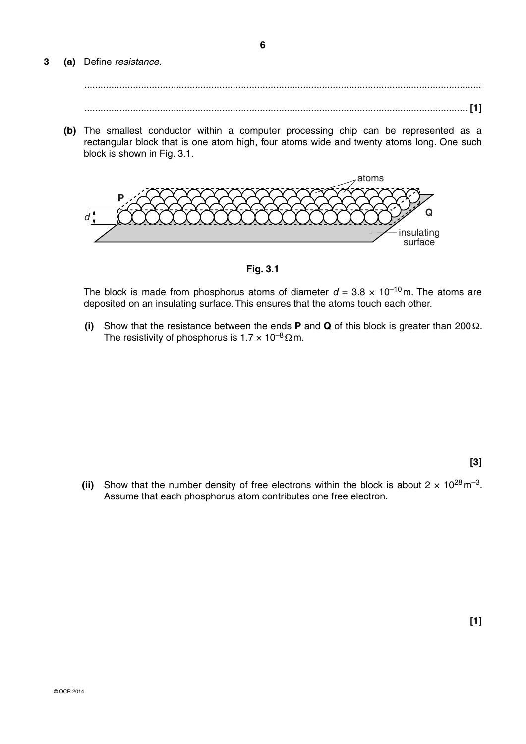**3** **(a)** Define *resistance*.

.......................................................................................................................................................

....................................................................................................................................................... **[1]**

**(b)** The smallest conductor within a computer processing chip can be represented as a rectangular block that is one atom high, four atoms wide and twenty atoms long. One such block is shown in Fig. 3.1.

**Fig. 3.1**

The block is made from phosphorus atoms of diameter $d = 3.8 \times 10^{-10}$ m. The atoms are deposited on an insulating surface. This ensures that the atoms touch each other.

**(i)** Show that the resistance between the ends **P** and **Q** of this block is greater than 200 Ω. The resistivity of phosphorus is $1.7 \times 10^{-8}$ Ω m.

**[3]**

**(ii)** Show that the number density of free electrons within the block is about $2 \times 10^{28}$ m$^{-3}$. Assume that each phosphorus atom contributes one free electron.

**[1]**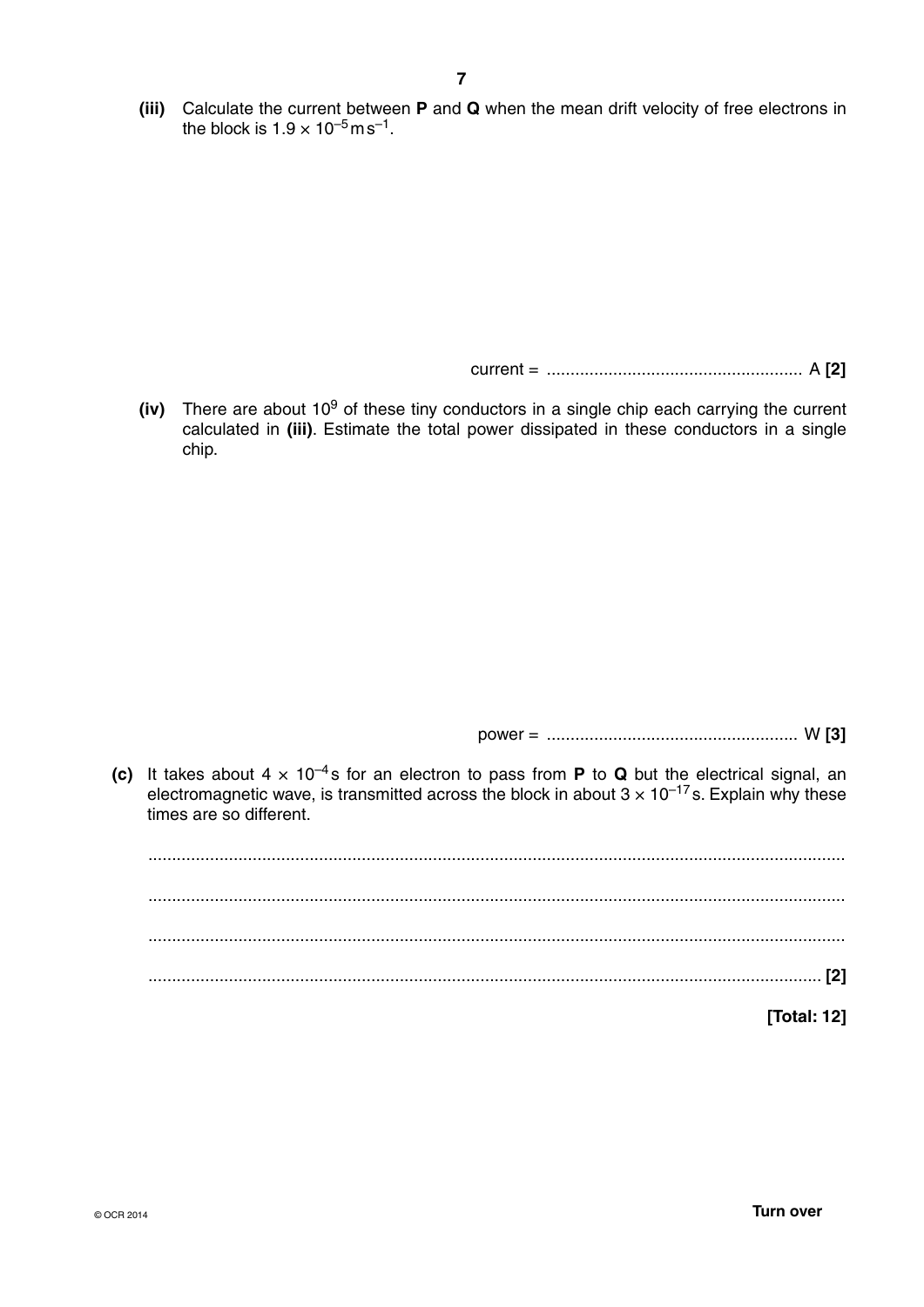**(iii)** Calculate the current between **P** and **Q** when the mean drift velocity of free electrons in the block is $1.9 \times 10^{-5}\,\text{m}\,\text{s}^{-1}$.

current = ...................................................... A **[2]**

**(iv)** There are about $10^9$ of these tiny conductors in a single chip each carrying the current calculated in **(iii)**. Estimate the total power dissipated in these conductors in a single chip.

power = ...................................................... W **[3]**

**(c)** It takes about $4 \times 10^{-4}\,\text{s}$ for an electron to pass from **P** to **Q** but the electrical signal, an electromagnetic wave, is transmitted across the block in about $3 \times 10^{-17}\,\text{s}$. Explain why these times are so different.

..................................................................................................................................................

..................................................................................................................................................

..................................................................................................................................................

.................................................................................................................................................. **[2]**

**[Total: 12]**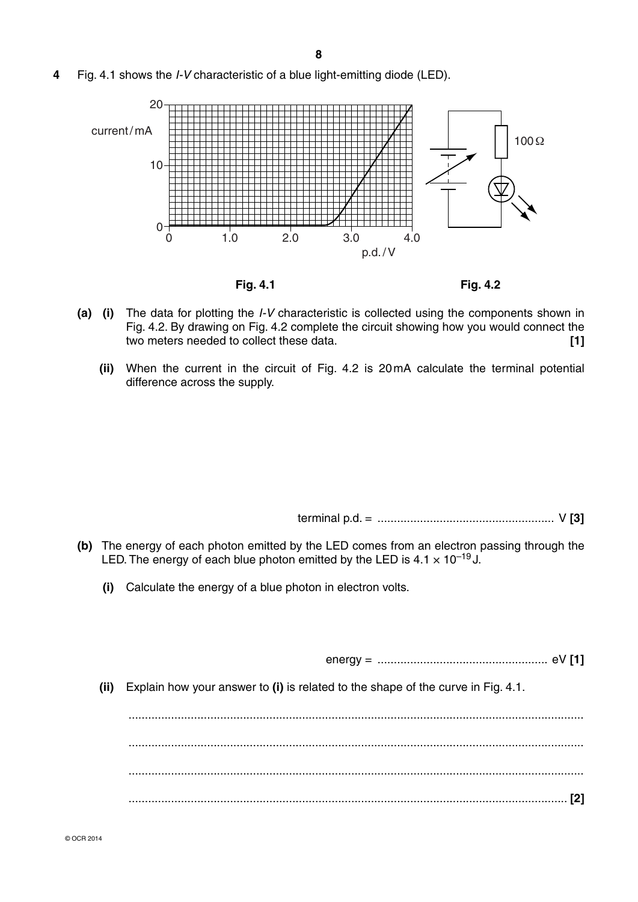**4** Fig. 4.1 shows the *I-V* characteristic of a blue light-emitting diode (LED).

Fig. 4.1

Fig. 4.2

**(a) (i)** The data for plotting the *I-V* characteristic is collected using the components shown in Fig. 4.2. By drawing on Fig. 4.2 complete the circuit showing how you would connect the two meters needed to collect these data. **[1]**

**(ii)** When the current in the circuit of Fig. 4.2 is 20 mA calculate the terminal potential difference across the supply.

terminal p.d. = ...................................................... V **[3]**

**(b)** The energy of each photon emitted by the LED comes from an electron passing through the LED. The energy of each blue photon emitted by the LED is $4.1 \times 10^{-19}$ J.

**(i)** Calculate the energy of a blue photon in electron volts.

energy = .................................................... eV **[1]**

**(ii)** Explain how your answer to **(i)** is related to the shape of the curve in Fig. 4.1.

...........................................................................................................................................

...........................................................................................................................................

...........................................................................................................................................

...................................................................................................................................... **[2]**

© OCR 2014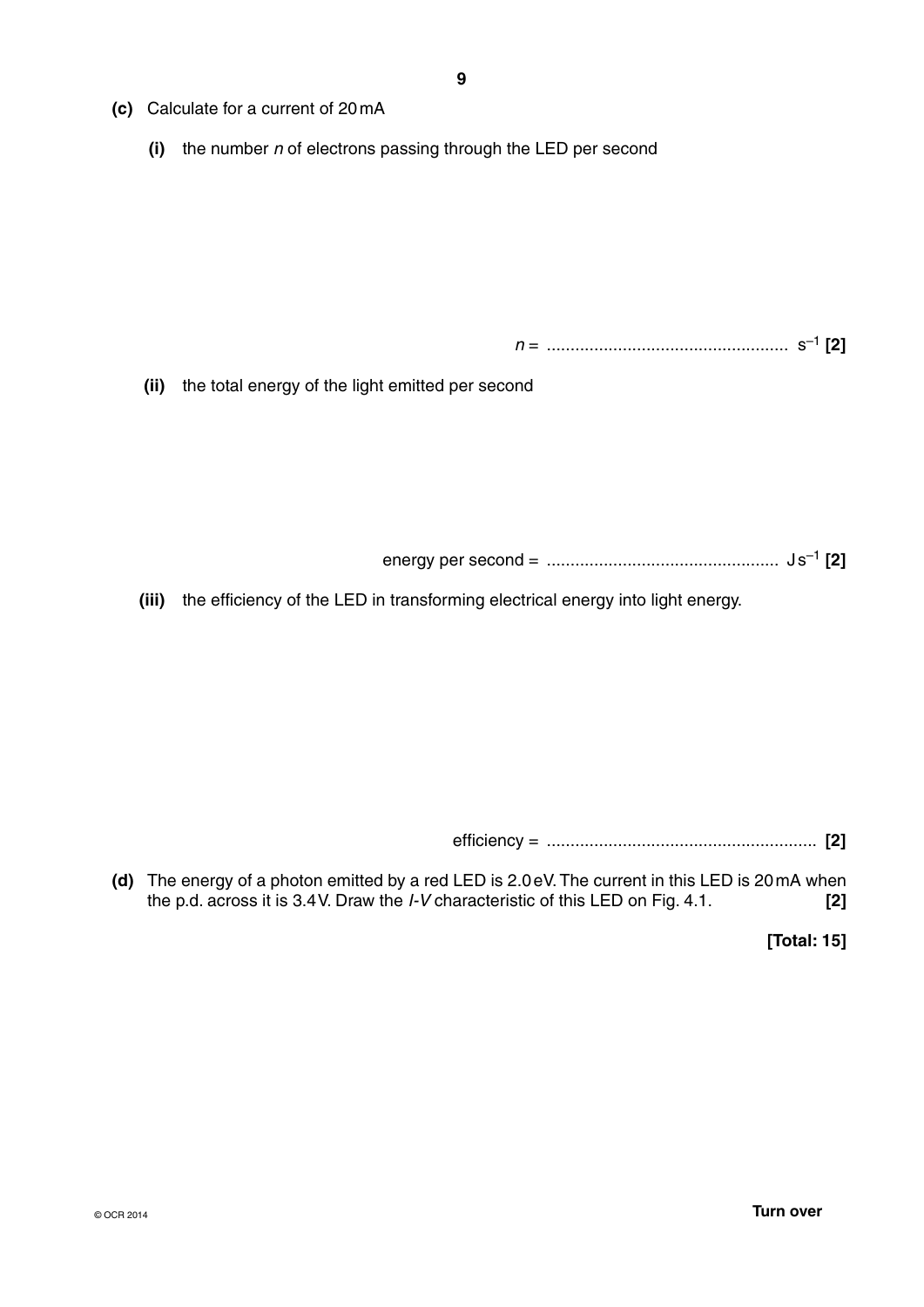**(c)** Calculate for a current of 20 mA

**(i)** the number $n$ of electrons passing through the LED per second

$n$ = .................................................. $s^{-1}$ **[2]**

**(ii)** the total energy of the light emitted per second

energy per second = ................................................ $J s^{-1}$ **[2]**

**(iii)** the efficiency of the LED in transforming electrical energy into light energy.

efficiency = ........................................................ **[2]**

**(d)** The energy of a photon emitted by a red LED is 2.0 eV. The current in this LED is 20 mA when the p.d. across it is 3.4 V. Draw the *I-V* characteristic of this LED on Fig. 4.1. **[2]**

**[Total: 15]**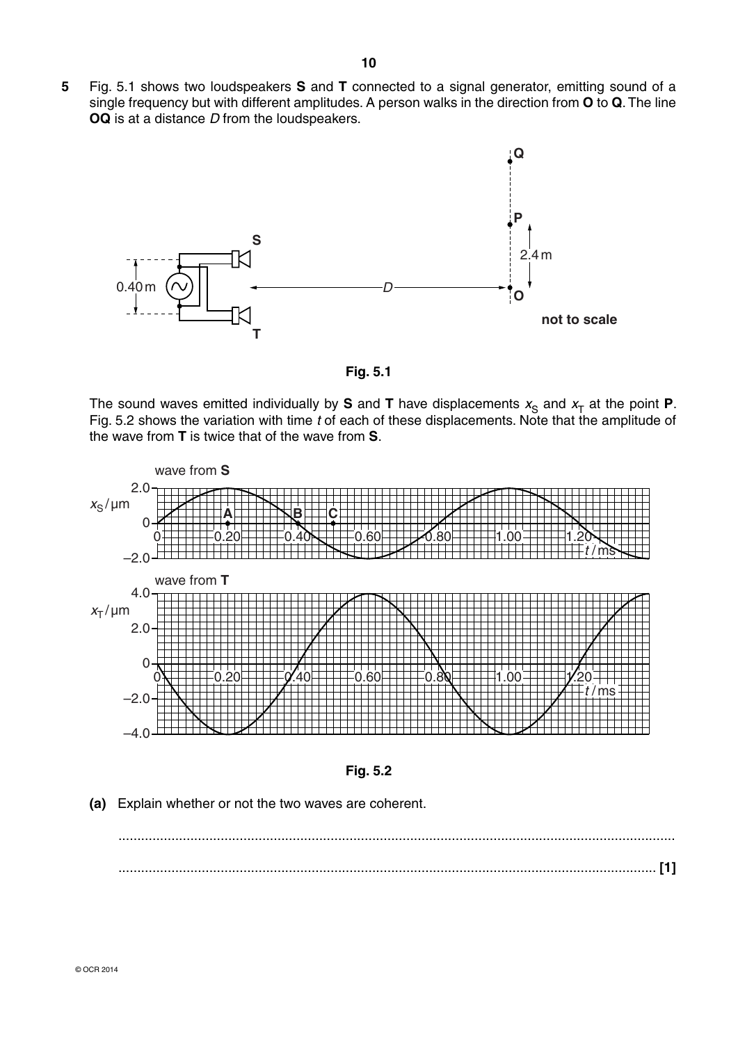**5** Fig. 5.1 shows two loudspeakers **S** and **T** connected to a signal generator, emitting sound of a single frequency but with different amplitudes. A person walks in the direction from **O** to **Q**. The line **OQ** is at a distance $D$ from the loudspeakers.

**not to scale**

**Fig. 5.1**

The sound waves emitted individually by **S** and **T** have displacements $x_S$ and $x_T$ at the point **P**. Fig. 5.2 shows the variation with time $t$ of each of these displacements. Note that the amplitude of the wave from **T** is twice that of the wave from **S**.

**Fig. 5.2**

**(a)** Explain whether or not the two waves are coherent.

.......................................................................................................................................

....................................................................................................................................... **[1]**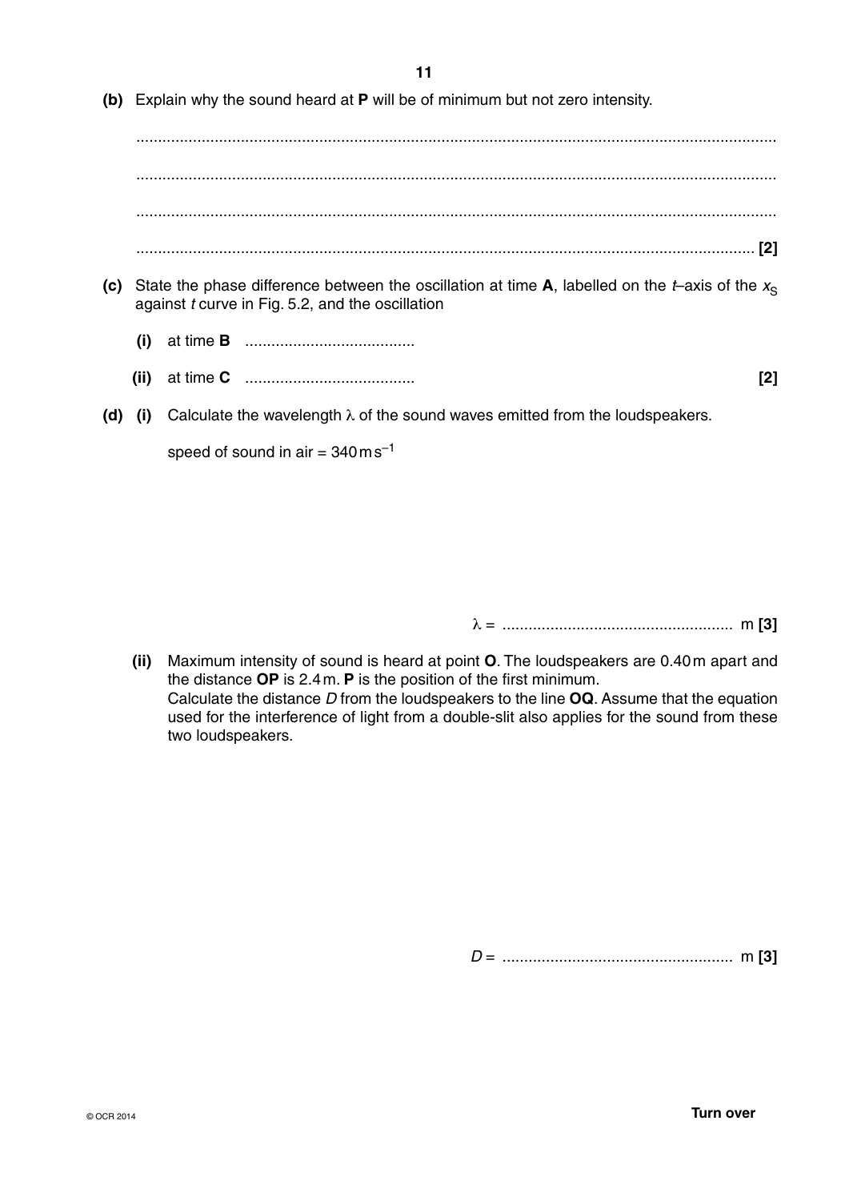**(b)** Explain why the sound heard at **P** will be of minimum but not zero intensity.

..................................................................................................................................................

..................................................................................................................................................

..................................................................................................................................................

.............................................................................................................................................. **[2]**

**(c)** State the phase difference between the oscillation at time **A**, labelled on the $t$–axis of the $x_S$ against $t$ curve in Fig. 5.2, and the oscillation

**(i)** at time **B** .......................................

**(ii)** at time **C** ....................................... **[2]**

**(d) (i)** Calculate the wavelength $\lambda$ of the sound waves emitted from the loudspeakers.

speed of sound in air = $340\,\text{m}\,\text{s}^{-1}$

$\lambda$ = ..................................................... m **[3]**

**(ii)** Maximum intensity of sound is heard at point **O**. The loudspeakers are 0.40 m apart and the distance **OP** is 2.4 m. **P** is the position of the first minimum.
Calculate the distance $D$ from the loudspeakers to the line **OQ**. Assume that the equation used for the interference of light from a double-slit also applies for the sound from these two loudspeakers.

$D$ = ..................................................... m **[3]**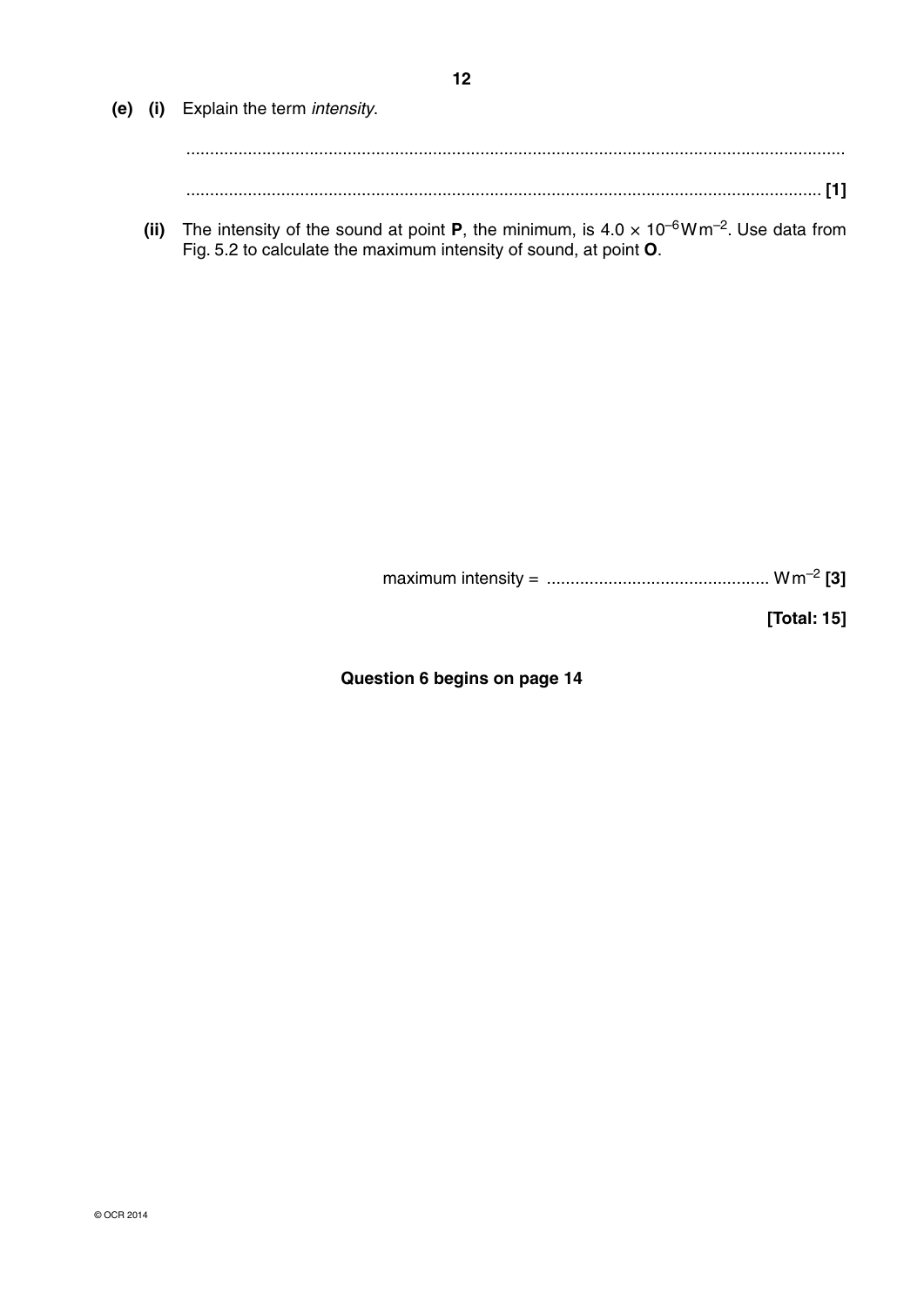**(e) (i)** Explain the term *intensity*.

...........................................................................................................................................

........................................................................................................................................... **[1]**

**(ii)** The intensity of the sound at point **P**, the minimum, is $4.0 \times 10^{-6}\,\mathrm{W\,m^{-2}}$. Use data from Fig. 5.2 to calculate the maximum intensity of sound, at point **O**.

maximum intensity = ............................................... $\mathrm{W\,m^{-2}}$ **[3]**

**[Total: 15]**

**Question 6 begins on page 14**

© OCR 2014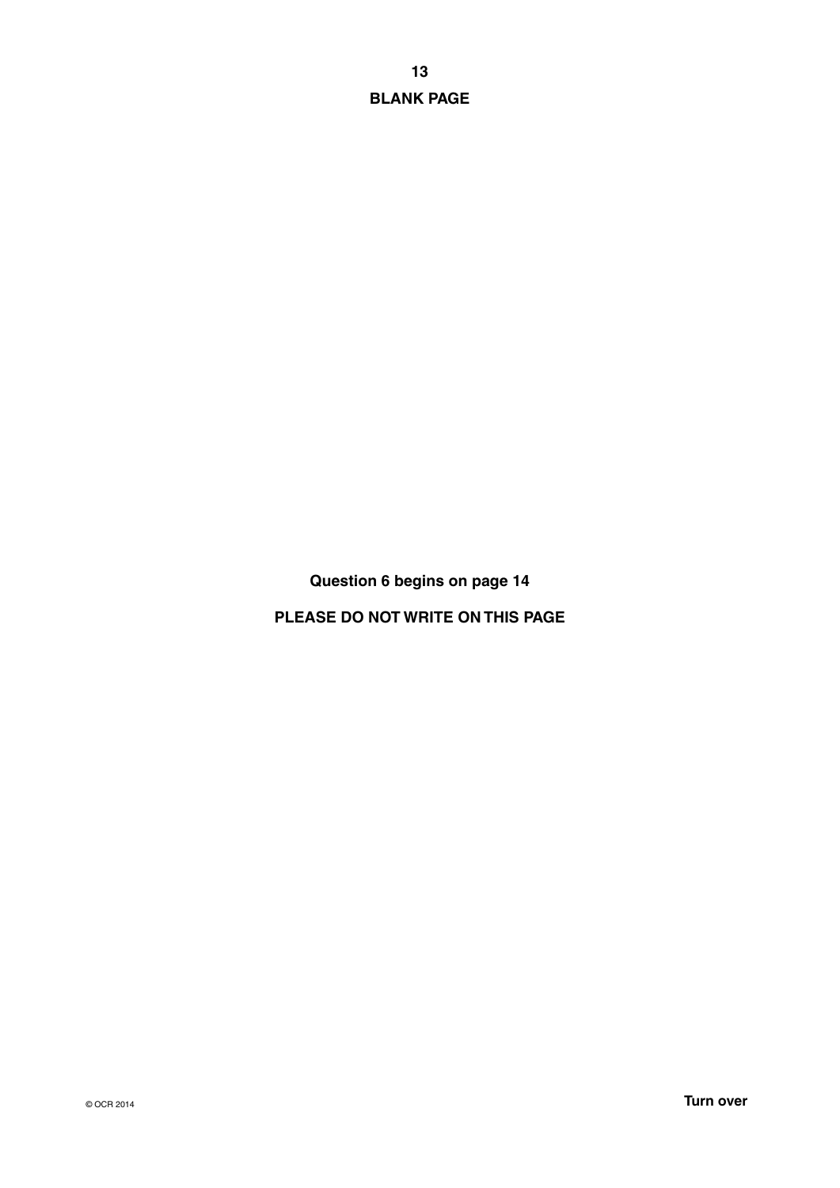**BLANK PAGE**

**Question 6 begins on page 14**

**PLEASE DO NOT WRITE ON THIS PAGE**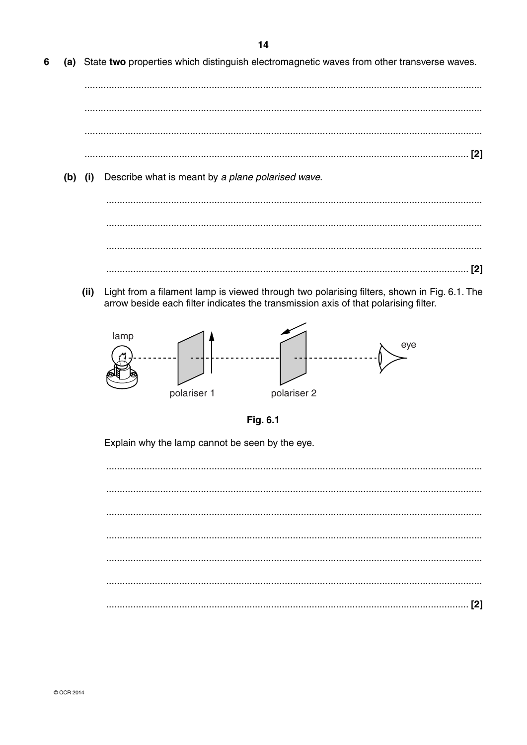**6** **(a)** State **two** properties which distinguish electromagnetic waves from other transverse waves.

........................................................................................................................................

........................................................................................................................................

........................................................................................................................................

........................................................................................................................................ **[2]**

**(b)** **(i)** Describe what is meant by *a plane polarised wave*.

........................................................................................................................................

........................................................................................................................................

........................................................................................................................................

........................................................................................................................................ **[2]**

**(ii)** Light from a filament lamp is viewed through two polarising filters, shown in Fig. 6.1. The arrow beside each filter indicates the transmission axis of that polarising filter.

lamp — polariser 1 — polariser 2 — eye

**Fig. 6.1**

Explain why the lamp cannot be seen by the eye.

........................................................................................................................................

........................................................................................................................................

........................................................................................................................................

........................................................................................................................................

........................................................................................................................................

........................................................................................................................................

........................................................................................................................................ **[2]**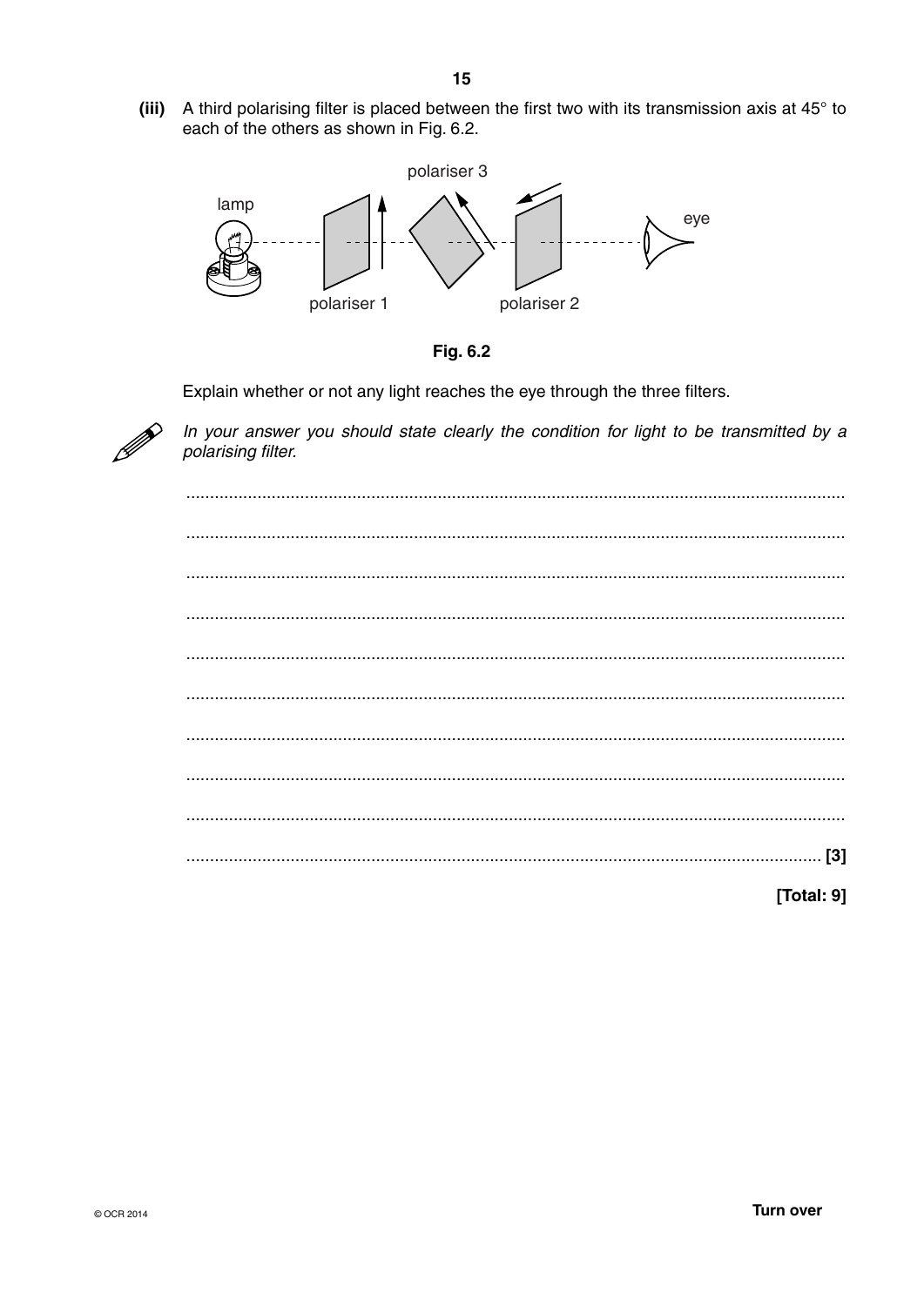**(iii)** A third polarising filter is placed between the first two with its transmission axis at 45° to each of the others as shown in Fig. 6.2.

**Fig. 6.2**

Explain whether or not any light reaches the eye through the three filters.

*In your answer you should state clearly the condition for light to be transmitted by a polarising filter.*

..........................................................................................................................................

..........................................................................................................................................

..........................................................................................................................................

..........................................................................................................................................

..........................................................................................................................................

..........................................................................................................................................

..........................................................................................................................................

..........................................................................................................................................

..........................................................................................................................................

.................................................................................................................................... [3]

**[Total: 9]**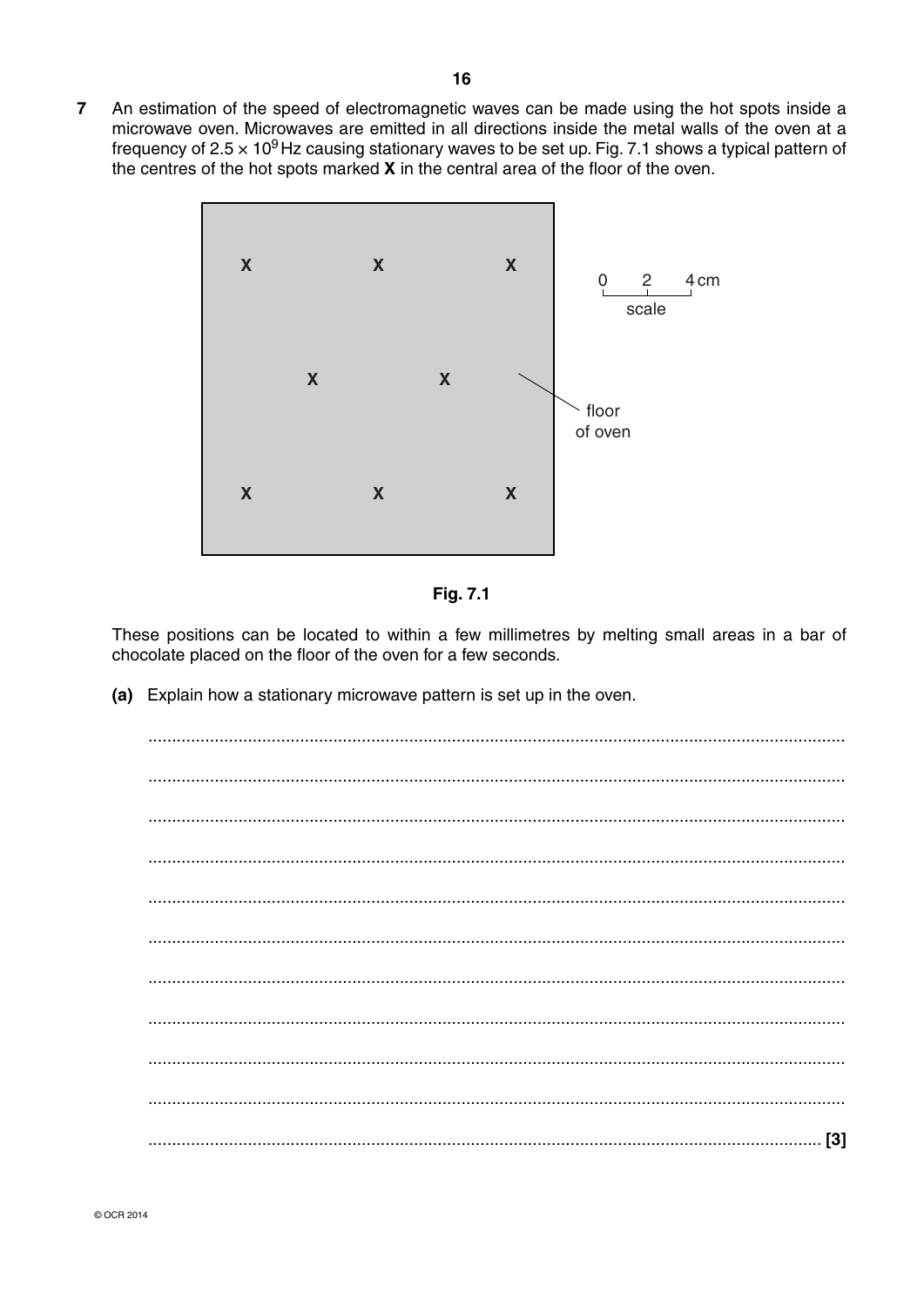**7** An estimation of the speed of electromagnetic waves can be made using the hot spots inside a microwave oven. Microwaves are emitted in all directions inside the metal walls of the oven at a frequency of $2.5 \times 10^9$ Hz causing stationary waves to be set up. Fig. 7.1 shows a typical pattern of the centres of the hot spots marked **X** in the central area of the floor of the oven.

Fig. 7.1

These positions can be located to within a few millimetres by melting small areas in a bar of chocolate placed on the floor of the oven for a few seconds.

**(a)** Explain how a stationary microwave pattern is set up in the oven.

..................................................................................................................................................

..................................................................................................................................................

..................................................................................................................................................

..................................................................................................................................................

..................................................................................................................................................

..................................................................................................................................................

..................................................................................................................................................

..................................................................................................................................................

..................................................................................................................................................

..................................................................................................................................................

.............................................................................................................................................. **[3]**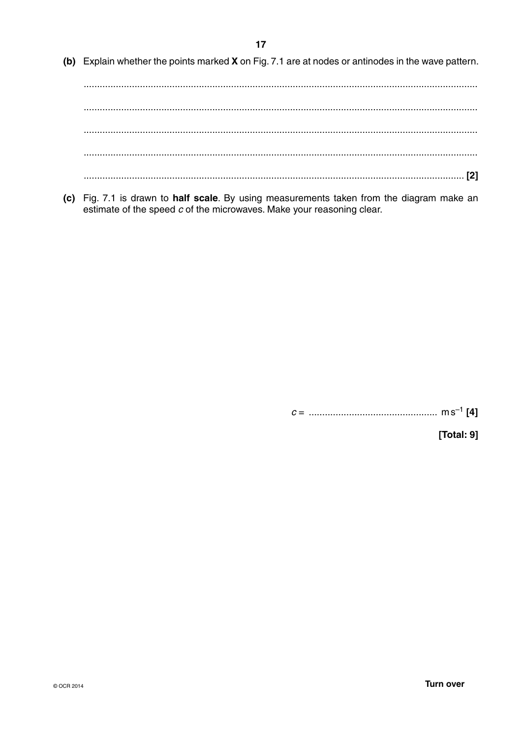**(b)** Explain whether the points marked **X** on Fig. 7.1 are at nodes or antinodes in the wave pattern.

..........................................................................................................................................

..........................................................................................................................................

..........................................................................................................................................

..........................................................................................................................................

.................................................................................................................................... **[2]**

**(c)** Fig. 7.1 is drawn to **half scale**. By using measurements taken from the diagram make an estimate of the speed $c$ of the microwaves. Make your reasoning clear.

$c$ = ................................................ $m\,s^{-1}$ **[4]**

**[Total: 9]**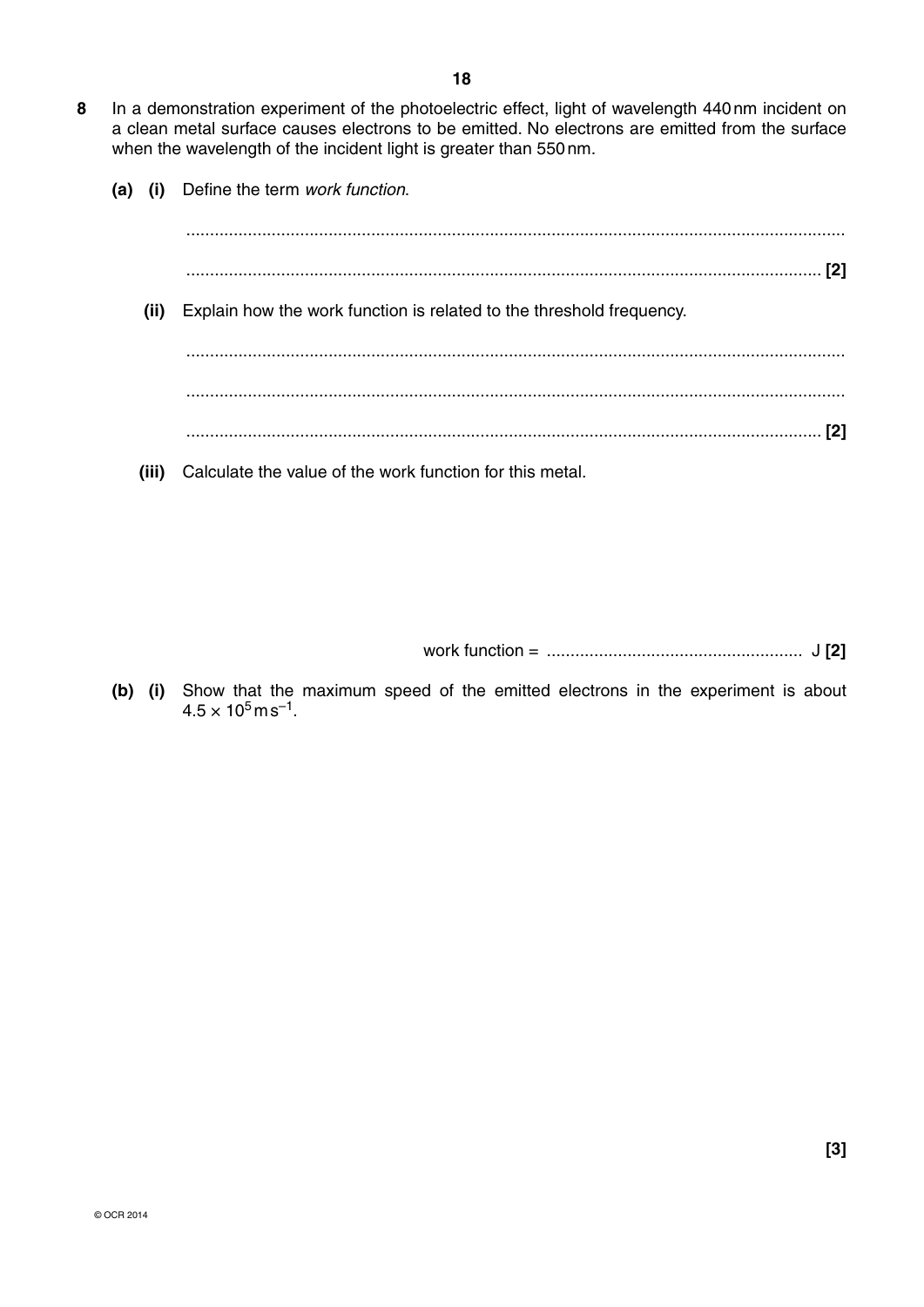**8** In a demonstration experiment of the photoelectric effect, light of wavelength 440 nm incident on a clean metal surface causes electrons to be emitted. No electrons are emitted from the surface when the wavelength of the incident light is greater than 550 nm.

**(a) (i)** Define the term *work function*.

...................................................................................................................................

............................................................................................................................... **[2]**

**(ii)** Explain how the work function is related to the threshold frequency.

...................................................................................................................................

...................................................................................................................................

............................................................................................................................... **[2]**

**(iii)** Calculate the value of the work function for this metal.

work function = ...................................................... J **[2]**

**(b) (i)** Show that the maximum speed of the emitted electrons in the experiment is about $4.5 \times 10^5\,\text{m}\,\text{s}^{-1}$.

**[3]**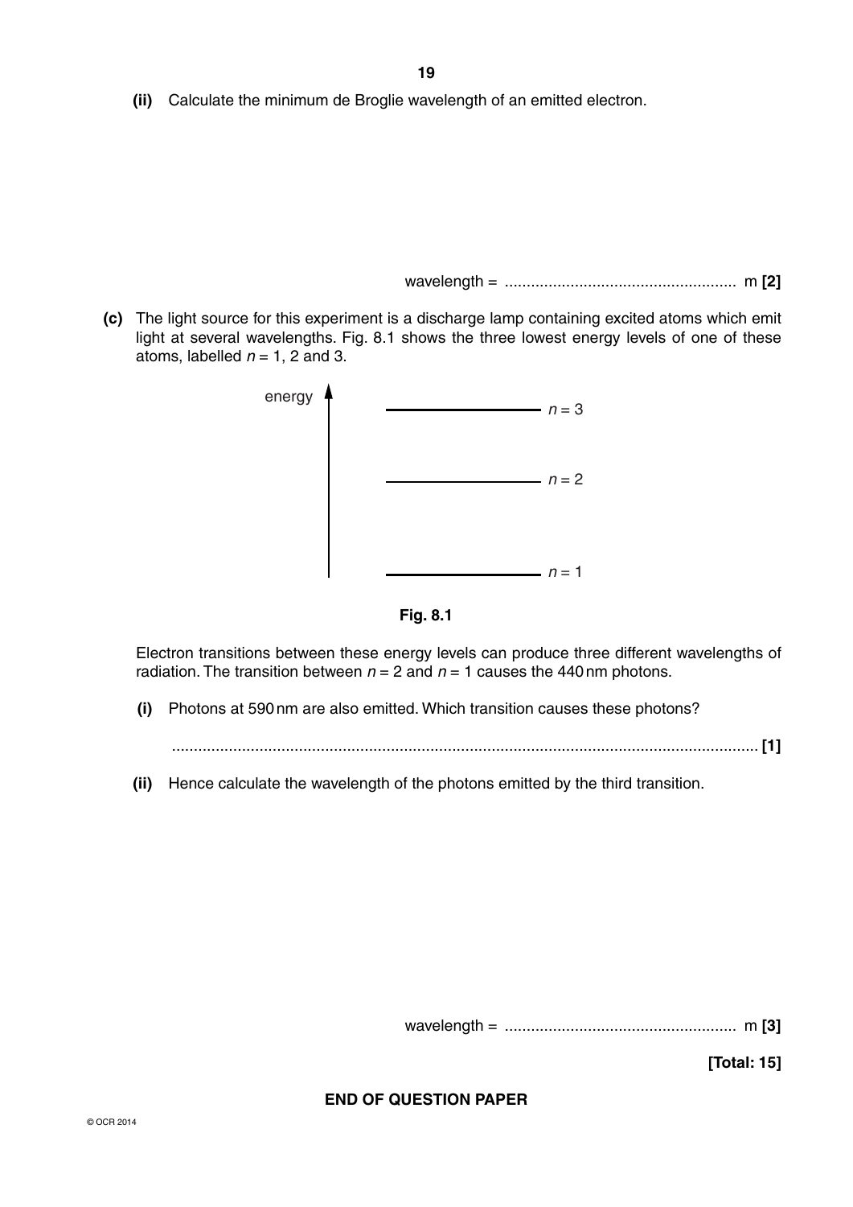**(ii)** Calculate the minimum de Broglie wavelength of an emitted electron.

wavelength = ..................................................... m **[2]**

**(c)** The light source for this experiment is a discharge lamp containing excited atoms which emit light at several wavelengths. Fig. 8.1 shows the three lowest energy levels of one of these atoms, labelled $n = 1$, 2 and 3.

energy

$n = 3$

$n = 2$

$n = 1$

**Fig. 8.1**

Electron transitions between these energy levels can produce three different wavelengths of radiation. The transition between $n = 2$ and $n = 1$ causes the 440 nm photons.

**(i)** Photons at 590 nm are also emitted. Which transition causes these photons?

............................................................................................................................................ **[1]**

**(ii)** Hence calculate the wavelength of the photons emitted by the third transition.

wavelength = ..................................................... m **[3]**

**[Total: 15]**

**END OF QUESTION PAPER**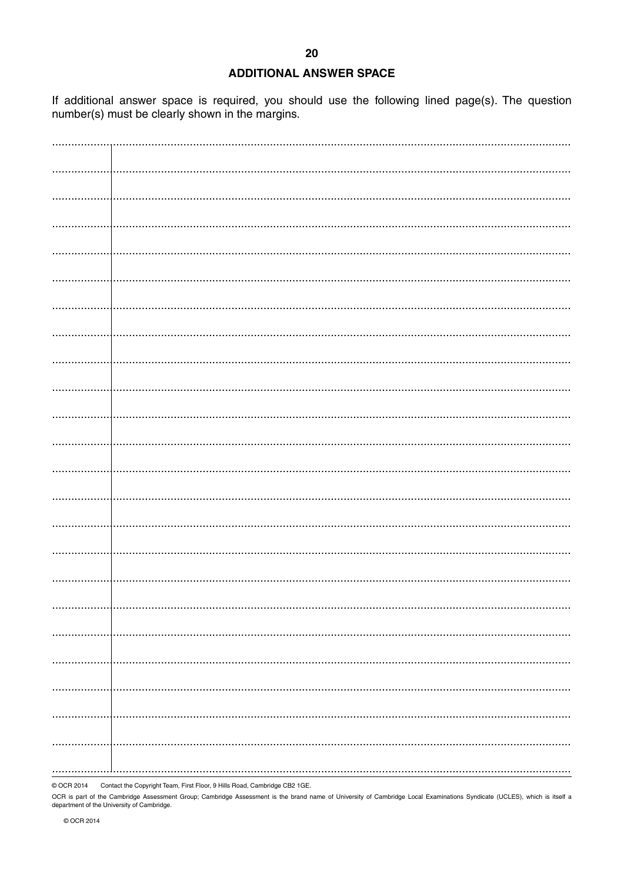## ADDITIONAL ANSWER SPACE

If additional answer space is required, you should use the following lined page(s). The question number(s) must be clearly shown in the margins.

© OCR 2014 Contact the Copyright Team, First Floor, 9 Hills Road, Cambridge CB2 1GE.

OCR is part of the Cambridge Assessment Group; Cambridge Assessment is the brand name of University of Cambridge Local Examinations Syndicate (UCLES), which is itself a department of the University of Cambridge.